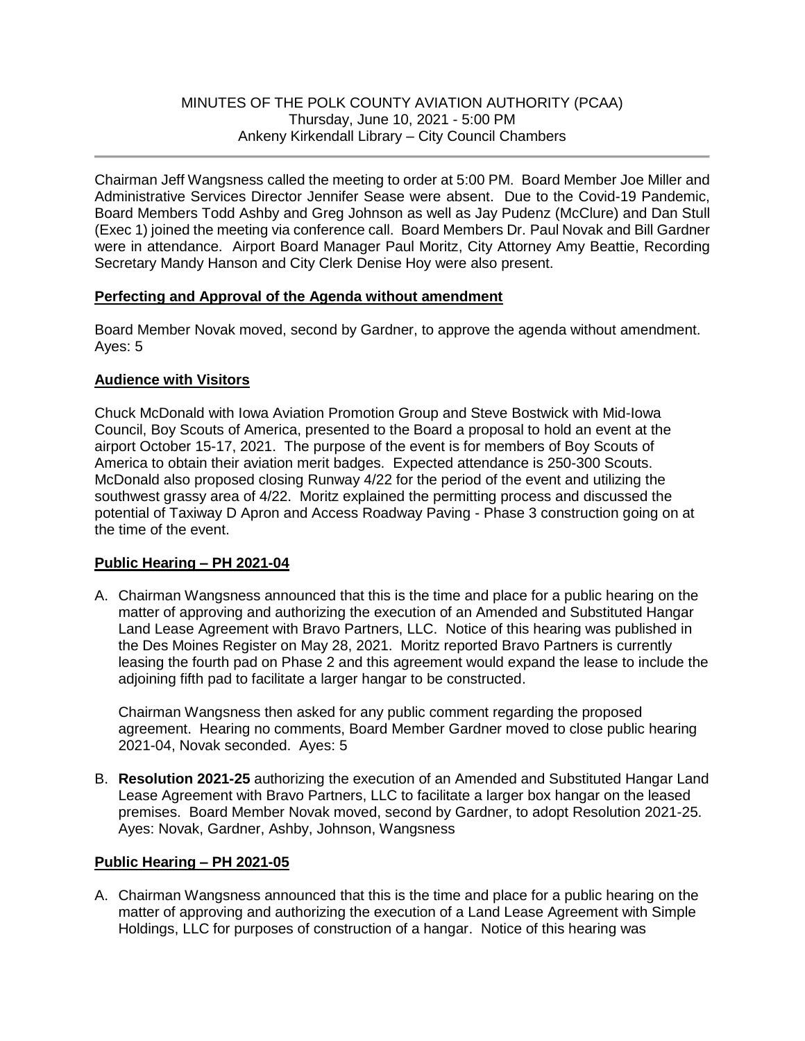MINUTES OF THE POLK COUNTY AVIATION AUTHORITY (PCAA)
Thursday, June 10, 2021 - 5:00 PM
Ankeny Kirkendall Library – City Council Chambers

---

Chairman Jeff Wangsness called the meeting to order at 5:00 PM. Board Member Joe Miller and Administrative Services Director Jennifer Sease were absent. Due to the Covid-19 Pandemic, Board Members Todd Ashby and Greg Johnson as well as Jay Pudenz (McClure) and Dan Stull (Exec 1) joined the meeting via conference call. Board Members Dr. Paul Novak and Bill Gardner were in attendance. Airport Board Manager Paul Moritz, City Attorney Amy Beattie, Recording Secretary Mandy Hanson and City Clerk Denise Hoy were also present.

**Perfecting and Approval of the Agenda without amendment**

Board Member Novak moved, second by Gardner, to approve the agenda without amendment. Ayes: 5

**Audience with Visitors**

Chuck McDonald with Iowa Aviation Promotion Group and Steve Bostwick with Mid-Iowa Council, Boy Scouts of America, presented to the Board a proposal to hold an event at the airport October 15-17, 2021. The purpose of the event is for members of Boy Scouts of America to obtain their aviation merit badges. Expected attendance is 250-300 Scouts. McDonald also proposed closing Runway 4/22 for the period of the event and utilizing the southwest grassy area of 4/22. Moritz explained the permitting process and discussed the potential of Taxiway D Apron and Access Roadway Paving - Phase 3 construction going on at the time of the event.

**Public Hearing – PH 2021-04**

A. Chairman Wangsness announced that this is the time and place for a public hearing on the matter of approving and authorizing the execution of an Amended and Substituted Hangar Land Lease Agreement with Bravo Partners, LLC. Notice of this hearing was published in the Des Moines Register on May 28, 2021. Moritz reported Bravo Partners is currently leasing the fourth pad on Phase 2 and this agreement would expand the lease to include the adjoining fifth pad to facilitate a larger hangar to be constructed.

   Chairman Wangsness then asked for any public comment regarding the proposed agreement. Hearing no comments, Board Member Gardner moved to close public hearing 2021-04, Novak seconded. Ayes: 5

B. **Resolution 2021-25** authorizing the execution of an Amended and Substituted Hangar Land Lease Agreement with Bravo Partners, LLC to facilitate a larger box hangar on the leased premises. Board Member Novak moved, second by Gardner, to adopt Resolution 2021-25. Ayes: Novak, Gardner, Ashby, Johnson, Wangsness

**Public Hearing – PH 2021-05**

A. Chairman Wangsness announced that this is the time and place for a public hearing on the matter of approving and authorizing the execution of a Land Lease Agreement with Simple Holdings, LLC for purposes of construction of a hangar. Notice of this hearing was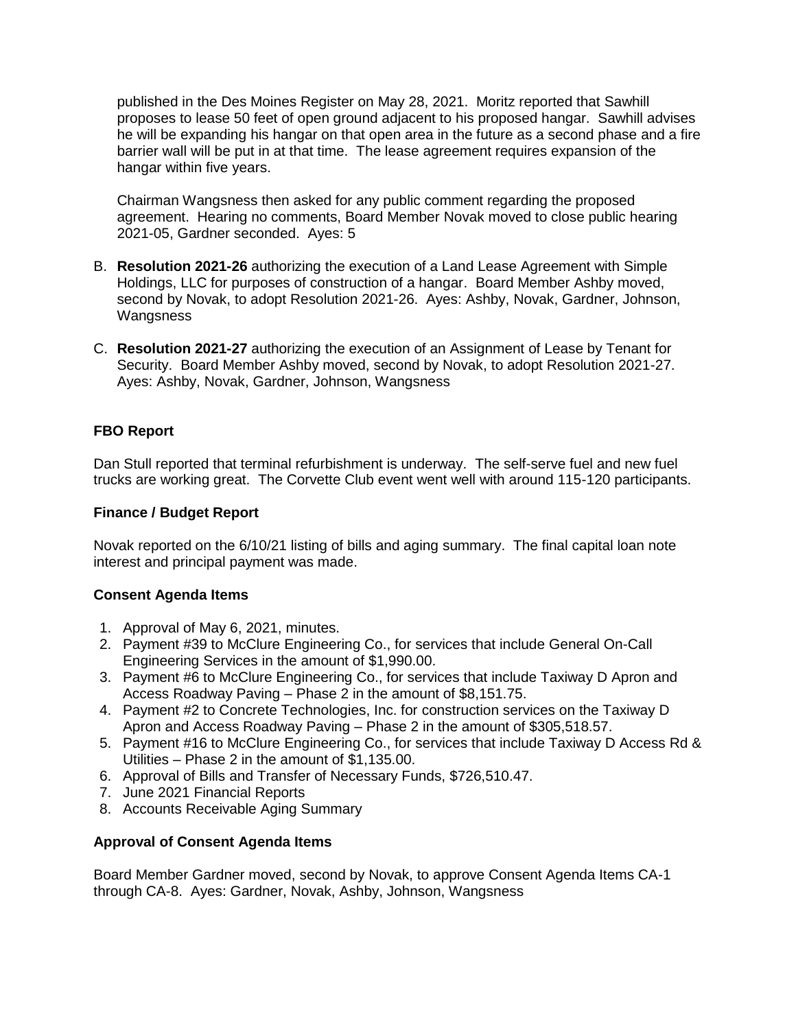published in the Des Moines Register on May 28, 2021. Moritz reported that Sawhill proposes to lease 50 feet of open ground adjacent to his proposed hangar. Sawhill advises he will be expanding his hangar on that open area in the future as a second phase and a fire barrier wall will be put in at that time. The lease agreement requires expansion of the hangar within five years.

Chairman Wangsness then asked for any public comment regarding the proposed agreement. Hearing no comments, Board Member Novak moved to close public hearing 2021-05, Gardner seconded. Ayes: 5

B. **Resolution 2021-26** authorizing the execution of a Land Lease Agreement with Simple Holdings, LLC for purposes of construction of a hangar. Board Member Ashby moved, second by Novak, to adopt Resolution 2021-26. Ayes: Ashby, Novak, Gardner, Johnson, Wangsness

C. **Resolution 2021-27** authorizing the execution of an Assignment of Lease by Tenant for Security. Board Member Ashby moved, second by Novak, to adopt Resolution 2021-27. Ayes: Ashby, Novak, Gardner, Johnson, Wangsness

### FBO Report

Dan Stull reported that terminal refurbishment is underway. The self-serve fuel and new fuel trucks are working great. The Corvette Club event went well with around 115-120 participants.

### Finance / Budget Report

Novak reported on the 6/10/21 listing of bills and aging summary. The final capital loan note interest and principal payment was made.

### Consent Agenda Items

1. Approval of May 6, 2021, minutes.
2. Payment #39 to McClure Engineering Co., for services that include General On-Call Engineering Services in the amount of $1,990.00.
3. Payment #6 to McClure Engineering Co., for services that include Taxiway D Apron and Access Roadway Paving – Phase 2 in the amount of $8,151.75.
4. Payment #2 to Concrete Technologies, Inc. for construction services on the Taxiway D Apron and Access Roadway Paving – Phase 2 in the amount of $305,518.57.
5. Payment #16 to McClure Engineering Co., for services that include Taxiway D Access Rd & Utilities – Phase 2 in the amount of $1,135.00.
6. Approval of Bills and Transfer of Necessary Funds, $726,510.47.
7. June 2021 Financial Reports
8. Accounts Receivable Aging Summary

### Approval of Consent Agenda Items

Board Member Gardner moved, second by Novak, to approve Consent Agenda Items CA-1 through CA-8. Ayes: Gardner, Novak, Ashby, Johnson, Wangsness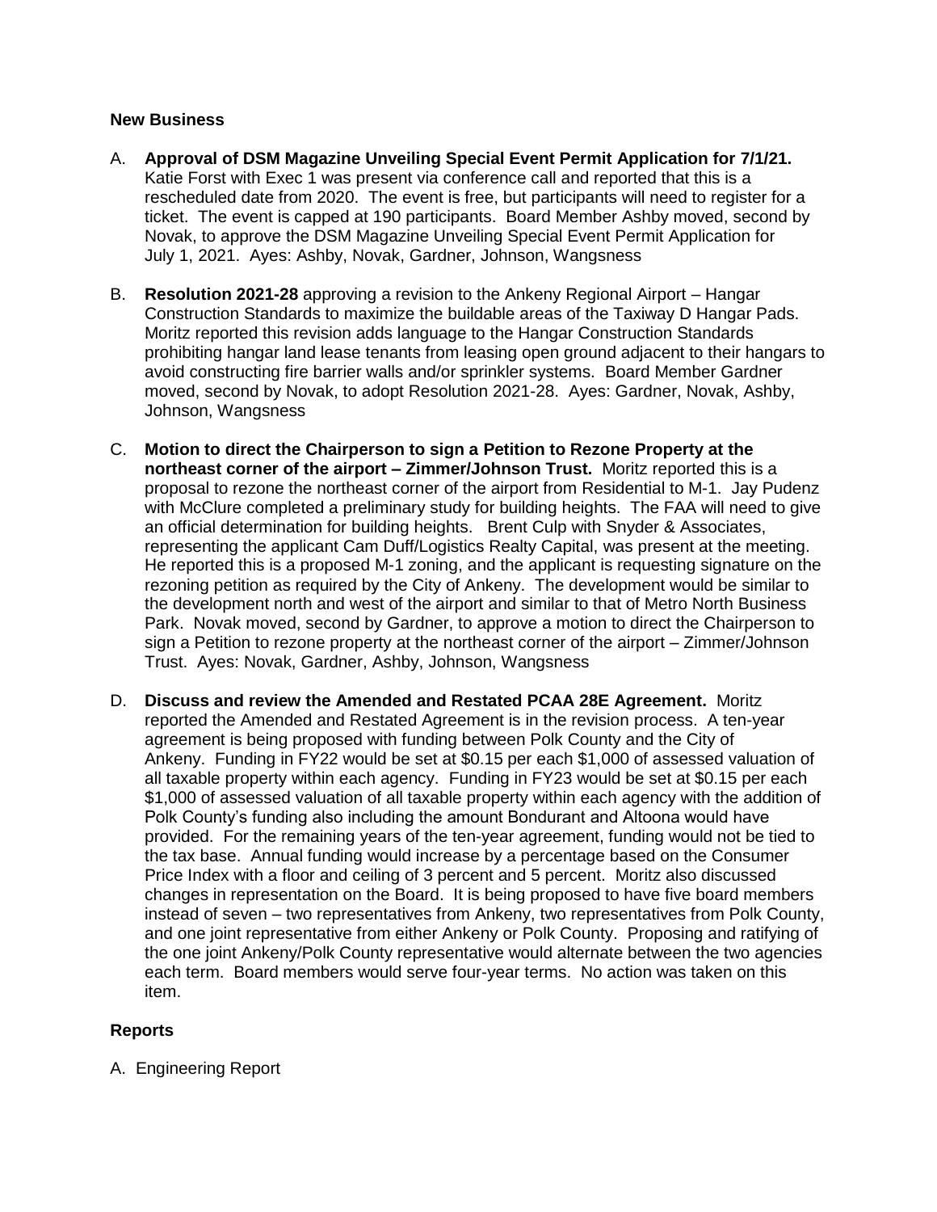**New Business**

A. **Approval of DSM Magazine Unveiling Special Event Permit Application for 7/1/21.** Katie Forst with Exec 1 was present via conference call and reported that this is a rescheduled date from 2020. The event is free, but participants will need to register for a ticket. The event is capped at 190 participants. Board Member Ashby moved, second by Novak, to approve the DSM Magazine Unveiling Special Event Permit Application for July 1, 2021. Ayes: Ashby, Novak, Gardner, Johnson, Wangsness

B. **Resolution 2021-28** approving a revision to the Ankeny Regional Airport – Hangar Construction Standards to maximize the buildable areas of the Taxiway D Hangar Pads. Moritz reported this revision adds language to the Hangar Construction Standards prohibiting hangar land lease tenants from leasing open ground adjacent to their hangars to avoid constructing fire barrier walls and/or sprinkler systems. Board Member Gardner moved, second by Novak, to adopt Resolution 2021-28. Ayes: Gardner, Novak, Ashby, Johnson, Wangsness

C. **Motion to direct the Chairperson to sign a Petition to Rezone Property at the northeast corner of the airport – Zimmer/Johnson Trust.** Moritz reported this is a proposal to rezone the northeast corner of the airport from Residential to M-1. Jay Pudenz with McClure completed a preliminary study for building heights. The FAA will need to give an official determination for building heights. Brent Culp with Snyder & Associates, representing the applicant Cam Duff/Logistics Realty Capital, was present at the meeting. He reported this is a proposed M-1 zoning, and the applicant is requesting signature on the rezoning petition as required by the City of Ankeny. The development would be similar to the development north and west of the airport and similar to that of Metro North Business Park. Novak moved, second by Gardner, to approve a motion to direct the Chairperson to sign a Petition to rezone property at the northeast corner of the airport – Zimmer/Johnson Trust. Ayes: Novak, Gardner, Ashby, Johnson, Wangsness

D. **Discuss and review the Amended and Restated PCAA 28E Agreement.** Moritz reported the Amended and Restated Agreement is in the revision process. A ten-year agreement is being proposed with funding between Polk County and the City of Ankeny. Funding in FY22 would be set at $0.15 per each $1,000 of assessed valuation of all taxable property within each agency. Funding in FY23 would be set at $0.15 per each $1,000 of assessed valuation of all taxable property within each agency with the addition of Polk County's funding also including the amount Bondurant and Altoona would have provided. For the remaining years of the ten-year agreement, funding would not be tied to the tax base. Annual funding would increase by a percentage based on the Consumer Price Index with a floor and ceiling of 3 percent and 5 percent. Moritz also discussed changes in representation on the Board. It is being proposed to have five board members instead of seven – two representatives from Ankeny, two representatives from Polk County, and one joint representative from either Ankeny or Polk County. Proposing and ratifying of the one joint Ankeny/Polk County representative would alternate between the two agencies each term. Board members would serve four-year terms. No action was taken on this item.

**Reports**

A. Engineering Report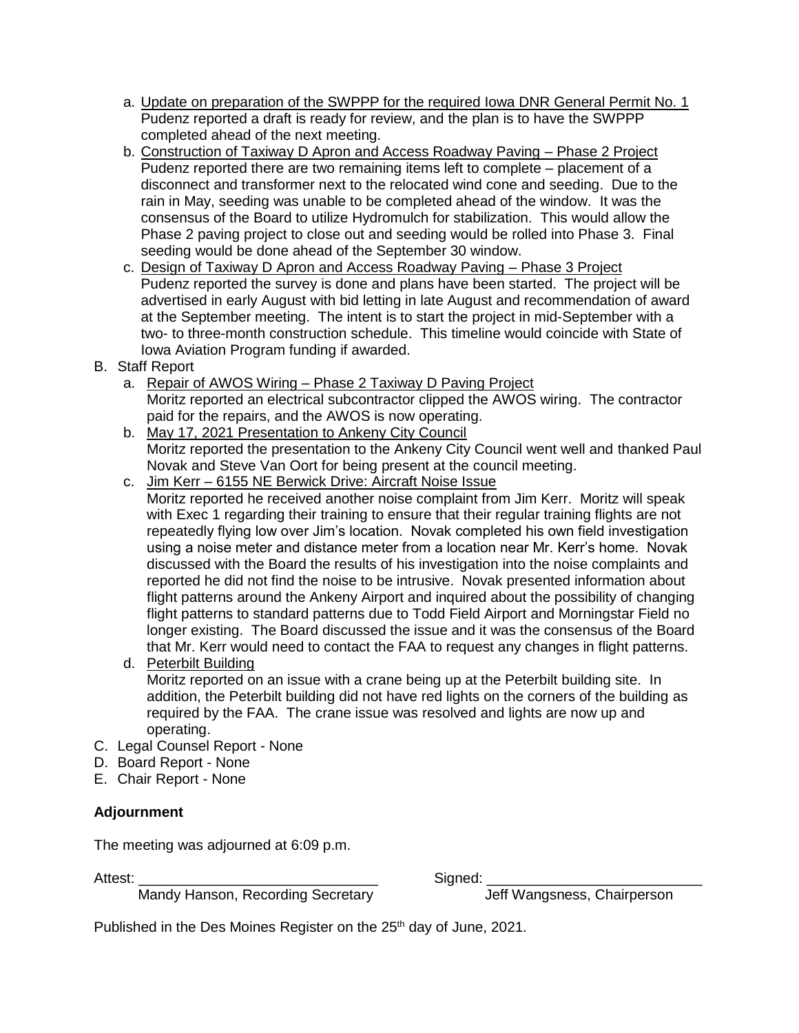a. Update on preparation of the SWPPP for the required Iowa DNR General Permit No. 1
   Pudenz reported a draft is ready for review, and the plan is to have the SWPPP completed ahead of the next meeting.
b. Construction of Taxiway D Apron and Access Roadway Paving – Phase 2 Project
   Pudenz reported there are two remaining items left to complete – placement of a disconnect and transformer next to the relocated wind cone and seeding. Due to the rain in May, seeding was unable to be completed ahead of the window. It was the consensus of the Board to utilize Hydromulch for stabilization. This would allow the Phase 2 paving project to close out and seeding would be rolled into Phase 3. Final seeding would be done ahead of the September 30 window.
c. Design of Taxiway D Apron and Access Roadway Paving – Phase 3 Project
   Pudenz reported the survey is done and plans have been started. The project will be advertised in early August with bid letting in late August and recommendation of award at the September meeting. The intent is to start the project in mid-September with a two- to three-month construction schedule. This timeline would coincide with State of Iowa Aviation Program funding if awarded.

B. Staff Report
   a. Repair of AWOS Wiring – Phase 2 Taxiway D Paving Project
      Moritz reported an electrical subcontractor clipped the AWOS wiring. The contractor paid for the repairs, and the AWOS is now operating.
   b. May 17, 2021 Presentation to Ankeny City Council
      Moritz reported the presentation to the Ankeny City Council went well and thanked Paul Novak and Steve Van Oort for being present at the council meeting.
   c. Jim Kerr – 6155 NE Berwick Drive: Aircraft Noise Issue
      Moritz reported he received another noise complaint from Jim Kerr. Moritz will speak with Exec 1 regarding their training to ensure that their regular training flights are not repeatedly flying low over Jim's location. Novak completed his own field investigation using a noise meter and distance meter from a location near Mr. Kerr's home. Novak discussed with the Board the results of his investigation into the noise complaints and reported he did not find the noise to be intrusive. Novak presented information about flight patterns around the Ankeny Airport and inquired about the possibility of changing flight patterns to standard patterns due to Todd Field Airport and Morningstar Field no longer existing. The Board discussed the issue and it was the consensus of the Board that Mr. Kerr would need to contact the FAA to request any changes in flight patterns.
   d. Peterbilt Building
      Moritz reported on an issue with a crane being up at the Peterbilt building site. In addition, the Peterbilt building did not have red lights on the corners of the building as required by the FAA. The crane issue was resolved and lights are now up and operating.

C. Legal Counsel Report - None
D. Board Report - None
E. Chair Report - None

**Adjournment**

The meeting was adjourned at 6:09 p.m.

Attest: ______________________________ Signed: ___________________________
Mandy Hanson, Recording Secretary Jeff Wangsness, Chairperson

Published in the Des Moines Register on the 25th day of June, 2021.